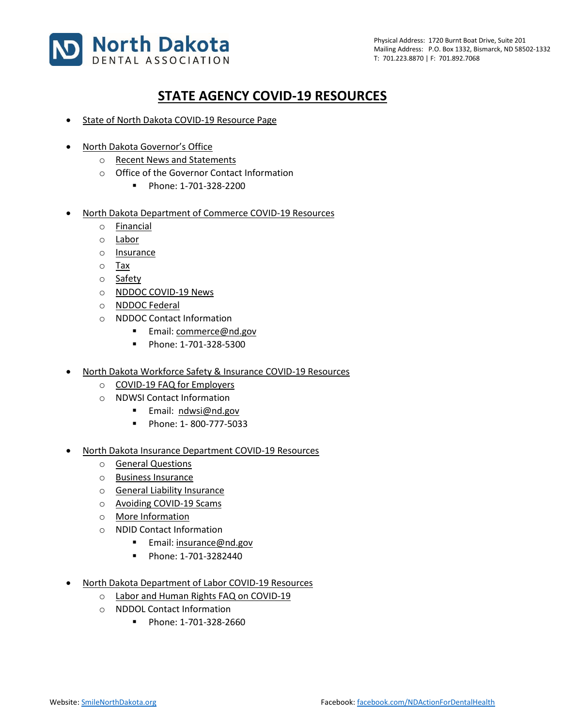North Dakota DENTAL ASSOCIATION

Physical Address: 1720 Burnt Boat Drive, Suite 201
Mailing Address: P.O. Box 1332, Bismarck, ND 58502-1332
T: 701.223.8870 | F: 701.892.7068

# STATE AGENCY COVID-19 RESOURCES

- State of North Dakota COVID-19 Resource Page
- North Dakota Governor's Office
    - Recent News and Statements
    - Office of the Governor Contact Information
        - Phone: 1-701-328-2200
- North Dakota Department of Commerce COVID-19 Resources
    - Financial
    - Labor
    - Insurance
    - Tax
    - Safety
    - NDDOC COVID-19 News
    - NDDOC Federal
    - NDDOC Contact Information
        - Email: commerce@nd.gov
        - Phone: 1-701-328-5300
- North Dakota Workforce Safety & Insurance COVID-19 Resources
    - COVID-19 FAQ for Employers
    - NDWSI Contact Information
        - Email: ndwsi@nd.gov
        - Phone: 1- 800-777-5033
- North Dakota Insurance Department COVID-19 Resources
    - General Questions
    - Business Insurance
    - General Liability Insurance
    - Avoiding COVID-19 Scams
    - More Information
    - NDID Contact Information
        - Email: insurance@nd.gov
        - Phone: 1-701-3282440
- North Dakota Department of Labor COVID-19 Resources
    - Labor and Human Rights FAQ on COVID-19
    - NDDOL Contact Information
        - Phone: 1-701-328-2660

Website: SmileNorthDakota.org

Facebook: facebook.com/NDActionForDentalHealth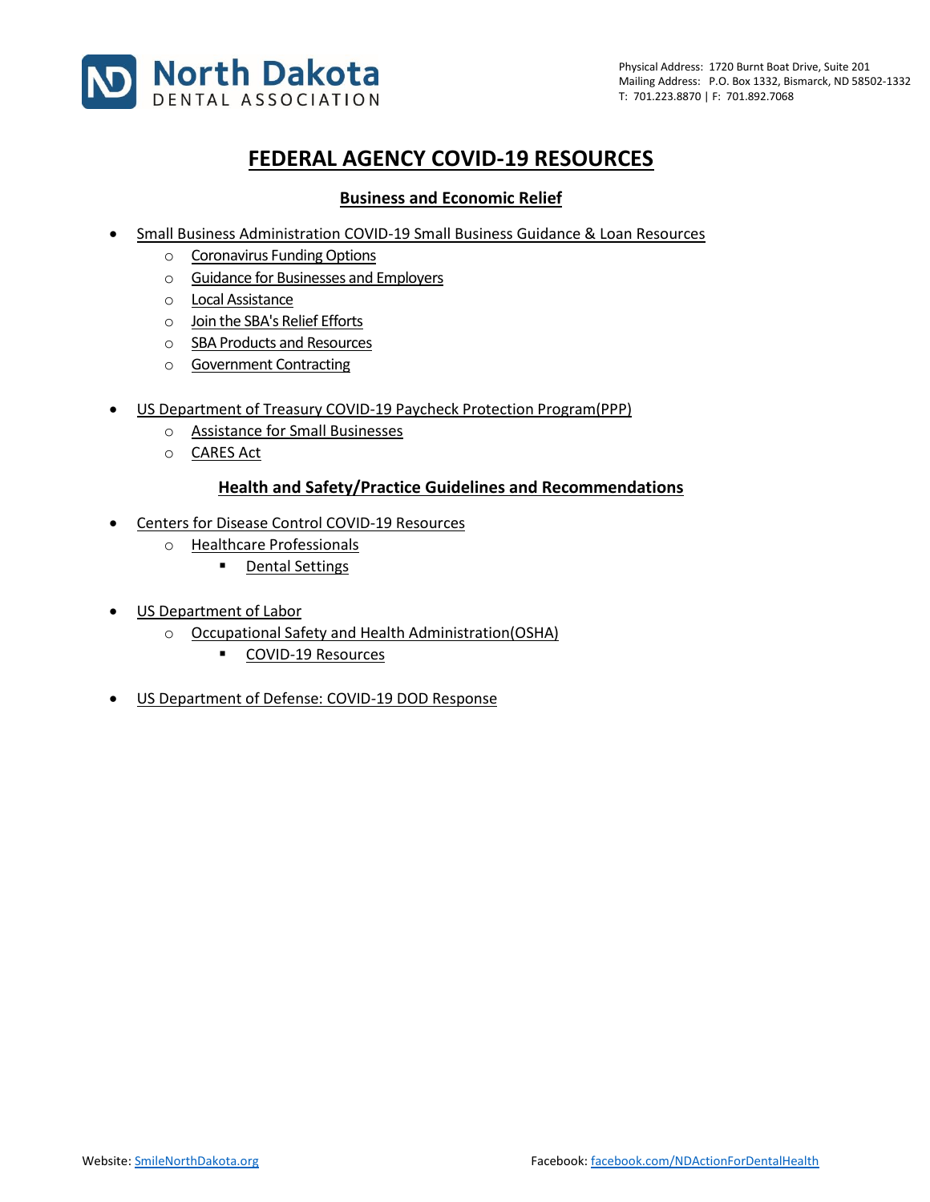North Dakota DENTAL ASSOCIATION

Physical Address: 1720 Burnt Boat Drive, Suite 201
Mailing Address: P.O. Box 1332, Bismarck, ND 58502-1332
T: 701.223.8870 | F: 701.892.7068

# FEDERAL AGENCY COVID-19 RESOURCES

## Business and Economic Relief

- Small Business Administration COVID-19 Small Business Guidance & Loan Resources
  - Coronavirus Funding Options
  - Guidance for Businesses and Employers
  - Local Assistance
  - Join the SBA's Relief Efforts
  - SBA Products and Resources
  - Government Contracting

- US Department of Treasury COVID-19 Paycheck Protection Program(PPP)
  - Assistance for Small Businesses
  - CARES Act

## Health and Safety/Practice Guidelines and Recommendations

- Centers for Disease Control COVID-19 Resources
  - Healthcare Professionals
    - Dental Settings

- US Department of Labor
  - Occupational Safety and Health Administration(OSHA)
    - COVID-19 Resources

- US Department of Defense: COVID-19 DOD Response

Website: SmileNorthDakota.org
Facebook: facebook.com/NDActionForDentalHealth